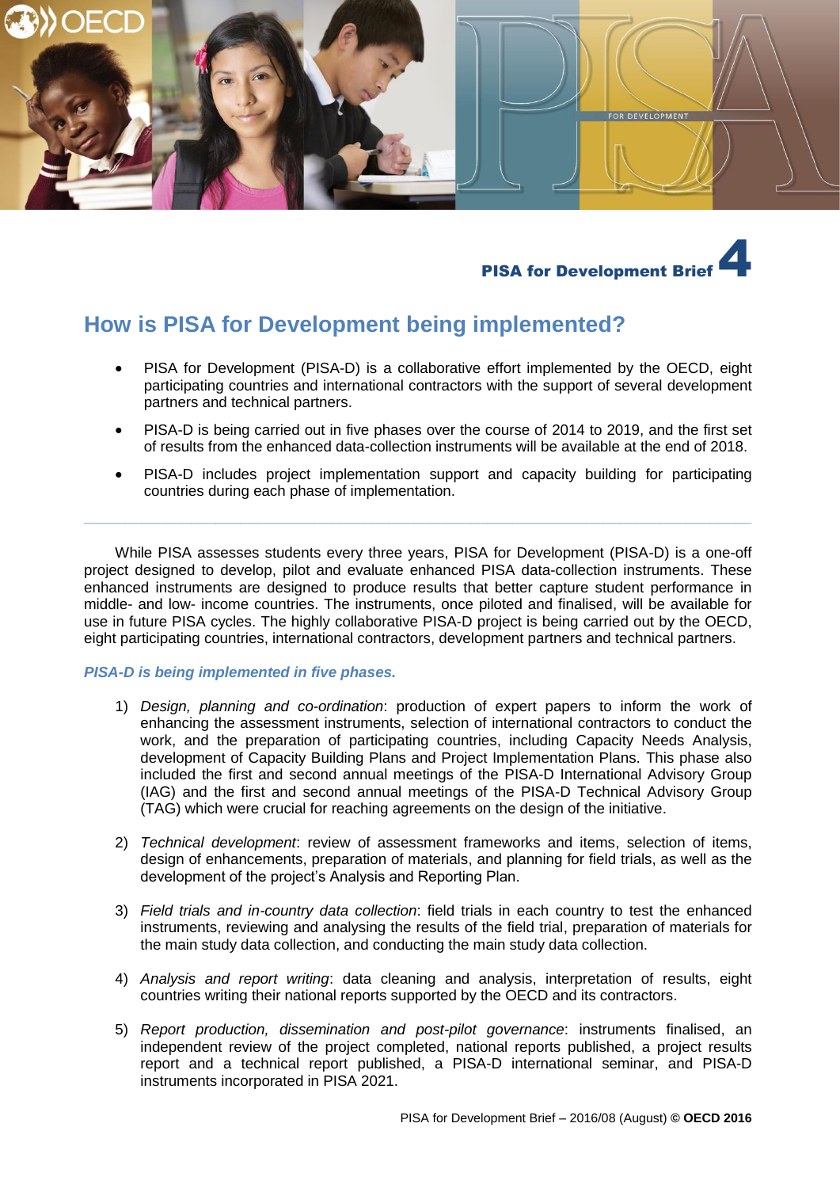**PISA for Development Brief 4**

# How is PISA for Development being implemented?

- PISA for Development (PISA-D) is a collaborative effort implemented by the OECD, eight participating countries and international contractors with the support of several development partners and technical partners.
- PISA-D is being carried out in five phases over the course of 2014 to 2019, and the first set of results from the enhanced data-collection instruments will be available at the end of 2018.
- PISA-D includes project implementation support and capacity building for participating countries during each phase of implementation.

---

While PISA assesses students every three years, PISA for Development (PISA-D) is a one-off project designed to develop, pilot and evaluate enhanced PISA data-collection instruments. These enhanced instruments are designed to produce results that better capture student performance in middle- and low- income countries. The instruments, once piloted and finalised, will be available for use in future PISA cycles. The highly collaborative PISA-D project is being carried out by the OECD, eight participating countries, international contractors, development partners and technical partners.

***PISA-D is being implemented in five phases.***

1) *Design, planning and co-ordination*: production of expert papers to inform the work of enhancing the assessment instruments, selection of international contractors to conduct the work, and the preparation of participating countries, including Capacity Needs Analysis, development of Capacity Building Plans and Project Implementation Plans. This phase also included the first and second annual meetings of the PISA-D International Advisory Group (IAG) and the first and second annual meetings of the PISA-D Technical Advisory Group (TAG) which were crucial for reaching agreements on the design of the initiative.

2) *Technical development*: review of assessment frameworks and items, selection of items, design of enhancements, preparation of materials, and planning for field trials, as well as the development of the project's Analysis and Reporting Plan.

3) *Field trials and in-country data collection*: field trials in each country to test the enhanced instruments, reviewing and analysing the results of the field trial, preparation of materials for the main study data collection, and conducting the main study data collection.

4) *Analysis and report writing*: data cleaning and analysis, interpretation of results, eight countries writing their national reports supported by the OECD and its contractors.

5) *Report production, dissemination and post-pilot governance*: instruments finalised, an independent review of the project completed, national reports published, a project results report and a technical report published, a PISA-D international seminar, and PISA-D instruments incorporated in PISA 2021.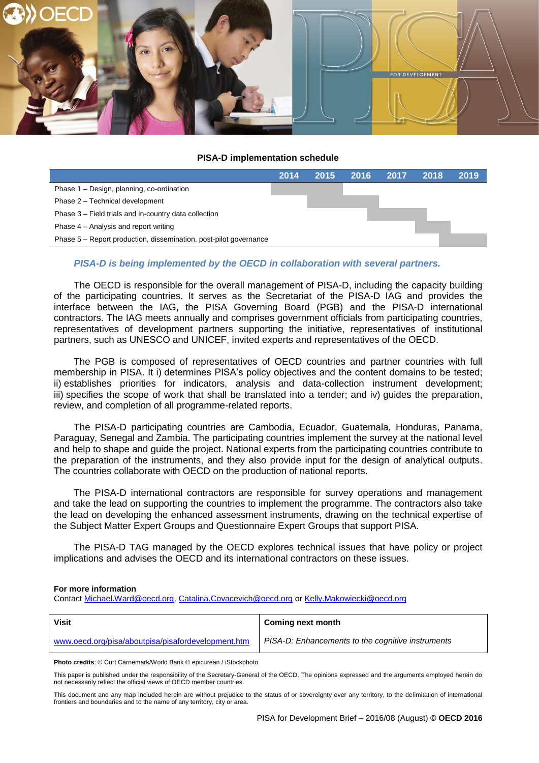**PISA-D implementation schedule**

| | 2014 | 2015 | 2016 | 2017 | 2018 | 2019 |
|---|---|---|---|---|---|---|
| Phase 1 – Design, planning, co-ordination | | | | | | |
| Phase 2 – Technical development | | | | | | |
| Phase 3 – Field trials and in-country data collection | | | | | | |
| Phase 4 – Analysis and report writing | | | | | | |
| Phase 5 – Report production, dissemination, post-pilot governance | | | | | | |

***PISA-D is being implemented by the OECD in collaboration with several partners.***

The OECD is responsible for the overall management of PISA-D, including the capacity building of the participating countries. It serves as the Secretariat of the PISA-D IAG and provides the interface between the IAG, the PISA Governing Board (PGB) and the PISA-D international contractors. The IAG meets annually and comprises government officials from participating countries, representatives of development partners supporting the initiative, representatives of institutional partners, such as UNESCO and UNICEF, invited experts and representatives of the OECD.

The PGB is composed of representatives of OECD countries and partner countries with full membership in PISA. It i) determines PISA's policy objectives and the content domains to be tested; ii) establishes priorities for indicators, analysis and data-collection instrument development; iii) specifies the scope of work that shall be translated into a tender; and iv) guides the preparation, review, and completion of all programme-related reports.

The PISA-D participating countries are Cambodia, Ecuador, Guatemala, Honduras, Panama, Paraguay, Senegal and Zambia. The participating countries implement the survey at the national level and help to shape and guide the project. National experts from the participating countries contribute to the preparation of the instruments, and they also provide input for the design of analytical outputs. The countries collaborate with OECD on the production of national reports.

The PISA-D international contractors are responsible for survey operations and management and take the lead on supporting the countries to implement the programme. The contractors also take the lead on developing the enhanced assessment instruments, drawing on the technical expertise of the Subject Matter Expert Groups and Questionnaire Expert Groups that support PISA.

The PISA-D TAG managed by the OECD explores technical issues that have policy or project implications and advises the OECD and its international contractors on these issues.

**For more information**
Contact Michael.Ward@oecd.org, Catalina.Covacevich@oecd.org or Kelly.Makowiecki@oecd.org

| Visit | Coming next month |
|---|---|
| www.oecd.org/pisa/aboutpisa/pisafordevelopment.htm | *PISA-D: Enhancements to the cognitive instruments* |

**Photo credits**: © Curt Carnemark/World Bank © epicurean / iStockphoto

This paper is published under the responsibility of the Secretary-General of the OECD. The opinions expressed and the arguments employed herein do not necessarily reflect the official views of OECD member countries.

This document and any map included herein are without prejudice to the status of or sovereignty over any territory, to the delimitation of international frontiers and boundaries and to the name of any territory, city or area.